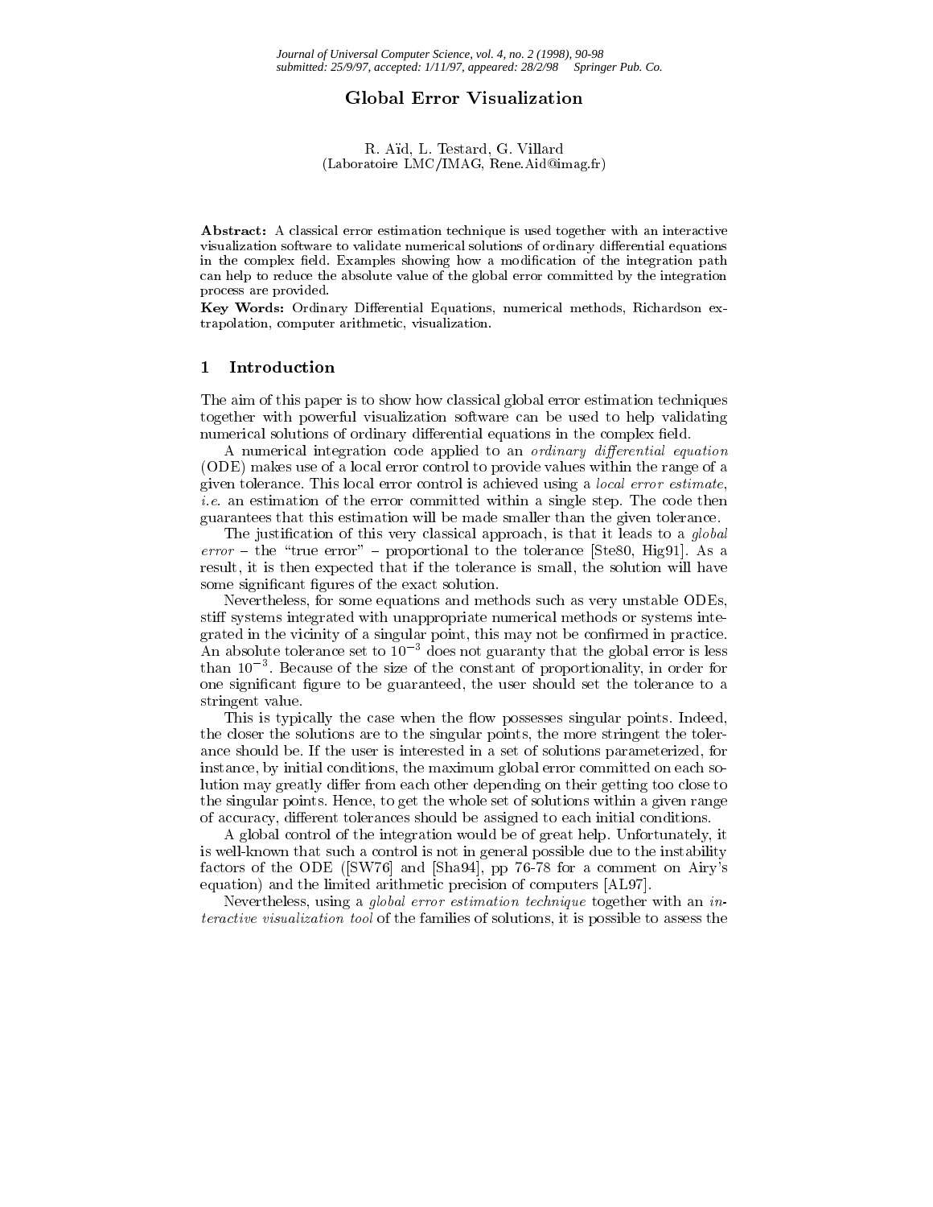# Global Error Visualization

R. Aïd, L. Testard, G. Villard
(Laboratoire LMC/IMAG, Rene.Aid@imag.fr)

**Abstract:** A classical error estimation technique is used together with an interactive visualization software to validate numerical solutions of ordinary differential equations in the complex field. Examples showing how a modification of the integration path can help to reduce the absolute value of the global error committed by the integration process are provided.

**Key Words:** Ordinary Differential Equations, numerical methods, Richardson extrapolation, computer arithmetic, visualization.

## 1 Introduction

The aim of this paper is to show how classical global error estimation techniques together with powerful visualization software can be used to help validating numerical solutions of ordinary differential equations in the complex field.

A numerical integration code applied to an *ordinary differential equation* (ODE) makes use of a local error control to provide values within the range of a given tolerance. This local error control is achieved using a *local error estimate*, *i.e.* an estimation of the error committed within a single step. The code then guarantees that this estimation will be made smaller than the given tolerance.

The justification of this very classical approach, is that it leads to a *global error* – the "true error" – proportional to the tolerance [Ste80, Hig91]. As a result, it is then expected that if the tolerance is small, the solution will have some significant figures of the exact solution.

Nevertheless, for some equations and methods such as very unstable ODEs, stiff systems integrated with unappropriate numerical methods or systems integrated in the vicinity of a singular point, this may not be confirmed in practice. An absolute tolerance set to $10^{-3}$ does not guaranty that the global error is less than $10^{-3}$. Because of the size of the constant of proportionality, in order for one significant figure to be guaranteed, the user should set the tolerance to a stringent value.

This is typically the case when the flow possesses singular points. Indeed, the closer the solutions are to the singular points, the more stringent the tolerance should be. If the user is interested in a set of solutions parameterized, for instance, by initial conditions, the maximum global error committed on each solution may greatly differ from each other depending on their getting too close to the singular points. Hence, to get the whole set of solutions within a given range of accuracy, different tolerances should be assigned to each initial conditions.

A global control of the integration would be of great help. Unfortunately, it is well-known that such a control is not in general possible due to the instability factors of the ODE ([SW76] and [Sha94], pp 76-78 for a comment on Airy's equation) and the limited arithmetic precision of computers [AL97].

Nevertheless, using a *global error estimation technique* together with an *interactive visualization tool* of the families of solutions, it is possible to assess the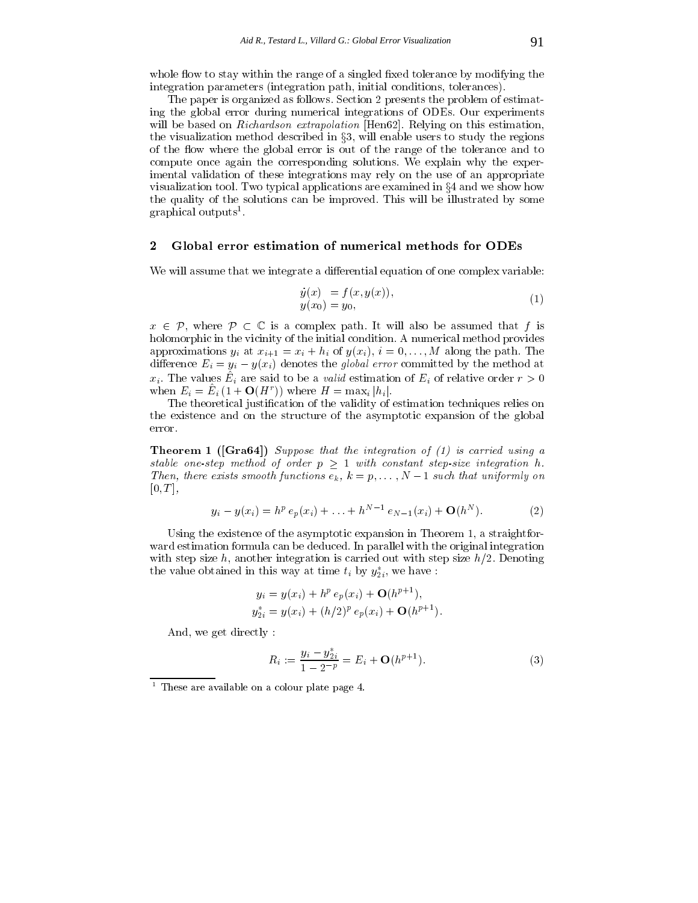whole flow to stay within the range of a singled fixed tolerance by modifying the integration parameters (integration path, initial conditions, tolerances).

The paper is organized as follows. Section 2 presents the problem of estimating the global error during numerical integrations of ODEs. Our experiments will be based on *Richardson extrapolation* [Hen62]. Relying on this estimation, the visualization method described in §3, will enable users to study the regions of the flow where the global error is out of the range of the tolerance and to compute once again the corresponding solutions. We explain why the experimental validation of these integrations may rely on the use of an appropriate visualization tool. Two typical applications are examined in §4 and we show how the quality of the solutions can be improved. This will be illustrated by some graphical outputs[1].

## 2 Global error estimation of numerical methods for ODEs

We will assume that we integrate a differential equation of one complex variable:

$$\begin{aligned} \dot{y}(x) &= f(x, y(x)), \\ y(x_0) &= y_0, \end{aligned} \tag{1}$$

$x \in \mathcal{P}$, where $\mathcal{P} \subset \mathbb{C}$ is a complex path. It will also be assumed that $f$ is holomorphic in the vicinity of the initial condition. A numerical method provides approximations $y_i$ at $x_{i+1} = x_i + h_i$ of $y(x_i)$, $i = 0, \ldots, M$ along the path. The difference $E_i = y_i - y(x_i)$ denotes the *global error* committed by the method at $x_i$. The values $\hat{E}_i$ are said to be a *valid* estimation of $E_i$ of relative order $r > 0$ when $E_i = \hat{E}_i\,(1 + \mathbf{O}(H^r))$ where $H = \max_i |h_i|$.

The theoretical justification of the validity of estimation techniques relies on the existence and on the structure of the asymptotic expansion of the global error.

**Theorem 1 ([Gra64])** *Suppose that the integration of (1) is carried using a stable one-step method of order $p \geq 1$ with constant step-size integration $h$. Then, there exists smooth functions $e_k$, $k = p, \ldots, N-1$ such that uniformly on $[0, T]$,*

$$y_i - y(x_i) = h^p\, e_p(x_i) + \ldots + h^{N-1}\, e_{N-1}(x_i) + \mathbf{O}(h^N). \tag{2}$$

Using the existence of the asymptotic expansion in Theorem 1, a straightforward estimation formula can be deduced. In parallel with the original integration with step size $h$, another integration is carried out with step size $h/2$. Denoting the value obtained in this way at time $t_i$ by $y^*_{2i}$, we have :

$$\begin{aligned} y_i &= y(x_i) + h^p\, e_p(x_i) + \mathbf{O}(h^{p+1}), \\ y^*_{2i} &= y(x_i) + (h/2)^p\, e_p(x_i) + \mathbf{O}(h^{p+1}). \end{aligned}$$

And, we get directly :

$$R_i := \frac{y_i - y^*_{2i}}{1 - 2^{-p}} = E_i + \mathbf{O}(h^{p+1}). \tag{3}$$

[1] These are available on a colour plate page 4.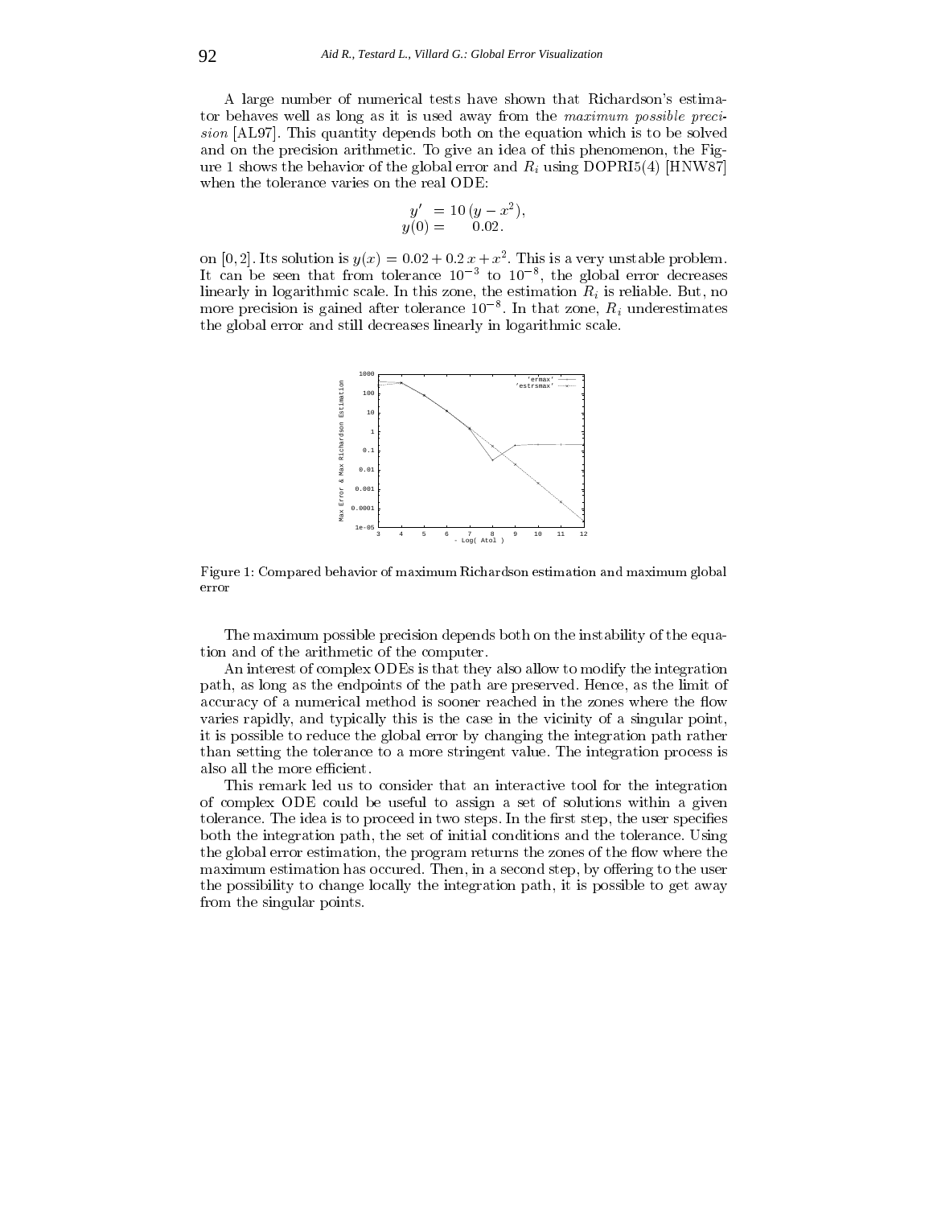A large number of numerical tests have shown that Richardson's estimator behaves well as long as it is used away from the *maximum possible precision* [AL97]. This quantity depends both on the equation which is to be solved and on the precision arithmetic. To give an idea of this phenomenon, the Figure 1 shows the behavior of the global error and $R_i$ using DOPRI5(4) [HNW87] when the tolerance varies on the real ODE:

$$\begin{aligned} y' &= 10\,(y - x^2), \\ y(0) &= \quad 0.02. \end{aligned}$$

on $[0, 2]$. Its solution is $y(x) = 0.02 + 0.2\,x + x^2$. This is a very unstable problem. It can be seen that from tolerance $10^{-3}$ to $10^{-8}$, the global error decreases linearly in logarithmic scale. In this zone, the estimation $R_i$ is reliable. But, no more precision is gained after tolerance $10^{-8}$. In that zone, $R_i$ underestimates the global error and still decreases linearly in logarithmic scale.

Figure 1: Compared behavior of maximum Richardson estimation and maximum global error

The maximum possible precision depends both on the instability of the equation and of the arithmetic of the computer.

An interest of complex ODEs is that they also allow to modify the integration path, as long as the endpoints of the path are preserved. Hence, as the limit of accuracy of a numerical method is sooner reached in the zones where the flow varies rapidly, and typically this is the case in the vicinity of a singular point, it is possible to reduce the global error by changing the integration path rather than setting the tolerance to a more stringent value. The integration process is also all the more efficient.

This remark led us to consider that an interactive tool for the integration of complex ODE could be useful to assign a set of solutions within a given tolerance. The idea is to proceed in two steps. In the first step, the user specifies both the integration path, the set of initial conditions and the tolerance. Using the global error estimation, the program returns the zones of the flow where the maximum estimation has occured. Then, in a second step, by offering to the user the possibility to change locally the integration path, it is possible to get away from the singular points.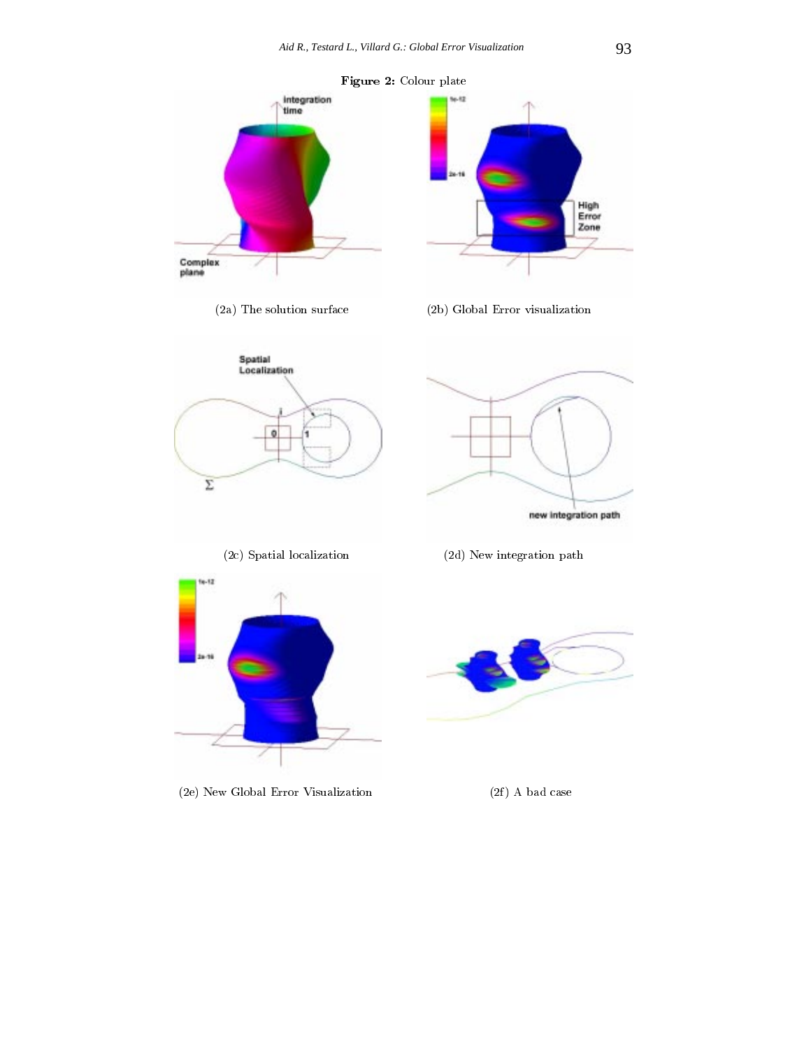**Figure 2:** Colour plate

(2a) The solution surface

(2b) Global Error visualization

(2c) Spatial localization

(2d) New integration path

(2e) New Global Error Visualization

(2f) A bad case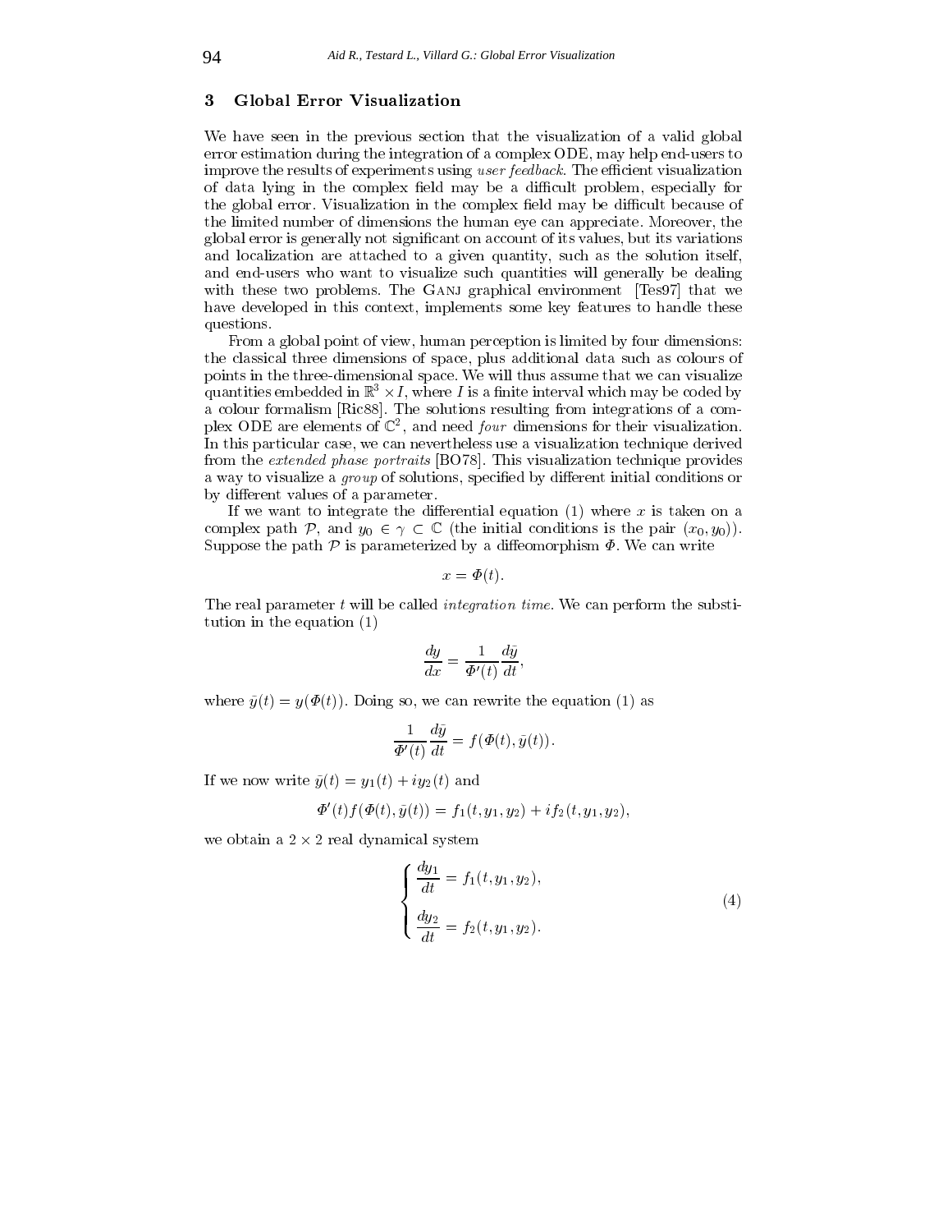## 3 Global Error Visualization

We have seen in the previous section that the visualization of a valid global error estimation during the integration of a complex ODE, may help end-users to improve the results of experiments using *user feedback*. The efficient visualization of data lying in the complex field may be a difficult problem, especially for the global error. Visualization in the complex field may be difficult because of the limited number of dimensions the human eye can appreciate. Moreover, the global error is generally not significant on account of its values, but its variations and localization are attached to a given quantity, such as the solution itself, and end-users who want to visualize such quantities will generally be dealing with these two problems. The GANJ graphical environment [Tes97] that we have developed in this context, implements some key features to handle these questions.

From a global point of view, human perception is limited by four dimensions: the classical three dimensions of space, plus additional data such as colours of points in the three-dimensional space. We will thus assume that we can visualize quantities embedded in $\mathbb{R}^3 \times I$, where $I$ is a finite interval which may be coded by a colour formalism [Ric88]. The solutions resulting from integrations of a complex ODE are elements of $\mathbb{C}^2$, and need *four* dimensions for their visualization. In this particular case, we can nevertheless use a visualization technique derived from the *extended phase portraits* [BO78]. This visualization technique provides a way to visualize a *group* of solutions, specified by different initial conditions or by different values of a parameter.

If we want to integrate the differential equation (1) where $x$ is taken on a complex path $\mathcal{P}$, and $y_0 \in \gamma \subset \mathbb{C}$ (the initial conditions is the pair $(x_0, y_0)$). Suppose the path $\mathcal{P}$ is parameterized by a diffeomorphism $\Phi$. We can write

$$x = \Phi(t).$$

The real parameter $t$ will be called *integration time*. We can perform the substitution in the equation (1)

$$\frac{dy}{dx} = \frac{1}{\Phi'(t)} \frac{d\bar{y}}{dt},$$

where $\bar{y}(t) = y(\Phi(t))$. Doing so, we can rewrite the equation (1) as

$$\frac{1}{\Phi'(t)} \frac{d\bar{y}}{dt} = f(\Phi(t), \bar{y}(t)).$$

If we now write $\bar{y}(t) = y_1(t) + iy_2(t)$ and

$$\Phi'(t) f(\Phi(t), \bar{y}(t)) = f_1(t, y_1, y_2) + i f_2(t, y_1, y_2),$$

we obtain a $2 \times 2$ real dynamical system

$$\begin{cases} \dfrac{dy_1}{dt} = f_1(t, y_1, y_2), \\[2ex] \dfrac{dy_2}{dt} = f_2(t, y_1, y_2). \end{cases} \tag{4}$$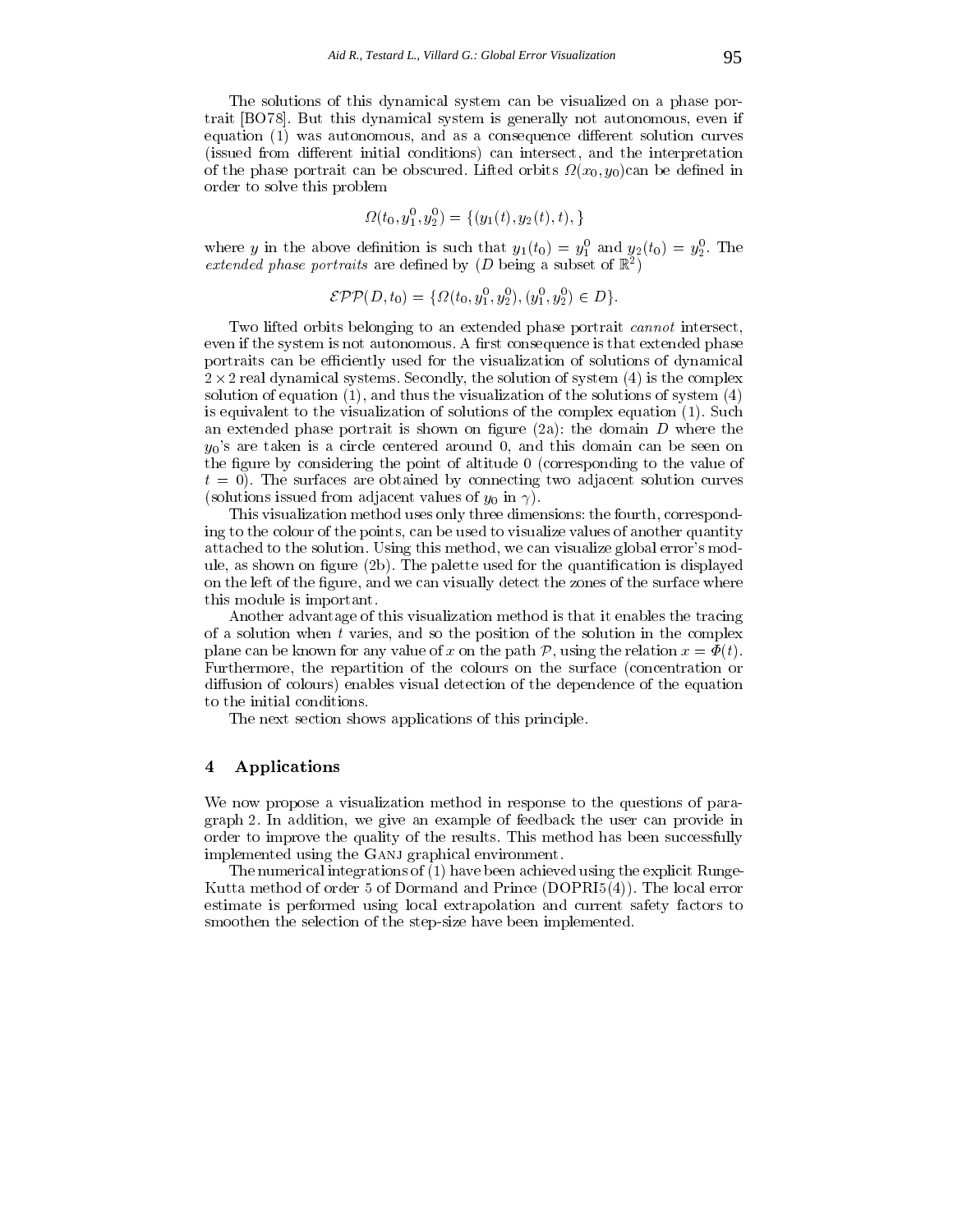The solutions of this dynamical system can be visualized on a phase portrait [BO78]. But this dynamical system is generally not autonomous, even if equation (1) was autonomous, and as a consequence different solution curves (issued from different initial conditions) can intersect, and the interpretation of the phase portrait can be obscured. Lifted orbits $\Omega(x_0, y_0)$can be defined in order to solve this problem

$$\Omega(t_0, y_1^0, y_2^0) = \{(y_1(t), y_2(t), t),\}$$

where $y$ in the above definition is such that $y_1(t_0) = y_1^0$ and $y_2(t_0) = y_2^0$. The *extended phase portraits* are defined by ($D$ being a subset of $\mathbb{R}^2$)

$$\mathcal{EPP}(D, t_0) = \{\Omega(t_0, y_1^0, y_2^0), (y_1^0, y_2^0) \in D\}.$$

Two lifted orbits belonging to an extended phase portrait *cannot* intersect, even if the system is not autonomous. A first consequence is that extended phase portraits can be efficiently used for the visualization of solutions of dynamical $2 \times 2$ real dynamical systems. Secondly, the solution of system (4) is the complex solution of equation (1), and thus the visualization of the solutions of system (4) is equivalent to the visualization of solutions of the complex equation (1). Such an extended phase portrait is shown on figure (2a): the domain $D$ where the $y_0$'s are taken is a circle centered around 0, and this domain can be seen on the figure by considering the point of altitude 0 (corresponding to the value of $t = 0$). The surfaces are obtained by connecting two adjacent solution curves (solutions issued from adjacent values of $y_0$ in $\gamma$).

This visualization method uses only three dimensions: the fourth, corresponding to the colour of the points, can be used to visualize values of another quantity attached to the solution. Using this method, we can visualize global error's module, as shown on figure (2b). The palette used for the quantification is displayed on the left of the figure, and we can visually detect the zones of the surface where this module is important.

Another advantage of this visualization method is that it enables the tracing of a solution when $t$ varies, and so the position of the solution in the complex plane can be known for any value of $x$ on the path $\mathcal{P}$, using the relation $x = \Phi(t)$. Furthermore, the repartition of the colours on the surface (concentration or diffusion of colours) enables visual detection of the dependence of the equation to the initial conditions.

The next section shows applications of this principle.

## 4 Applications

We now propose a visualization method in response to the questions of paragraph 2. In addition, we give an example of feedback the user can provide in order to improve the quality of the results. This method has been successfully implemented using the GANJ graphical environment.

The numerical integrations of (1) have been achieved using the explicit Runge-Kutta method of order 5 of Dormand and Prince (DOPRI5(4)). The local error estimate is performed using local extrapolation and current safety factors to smoothen the selection of the step-size have been implemented.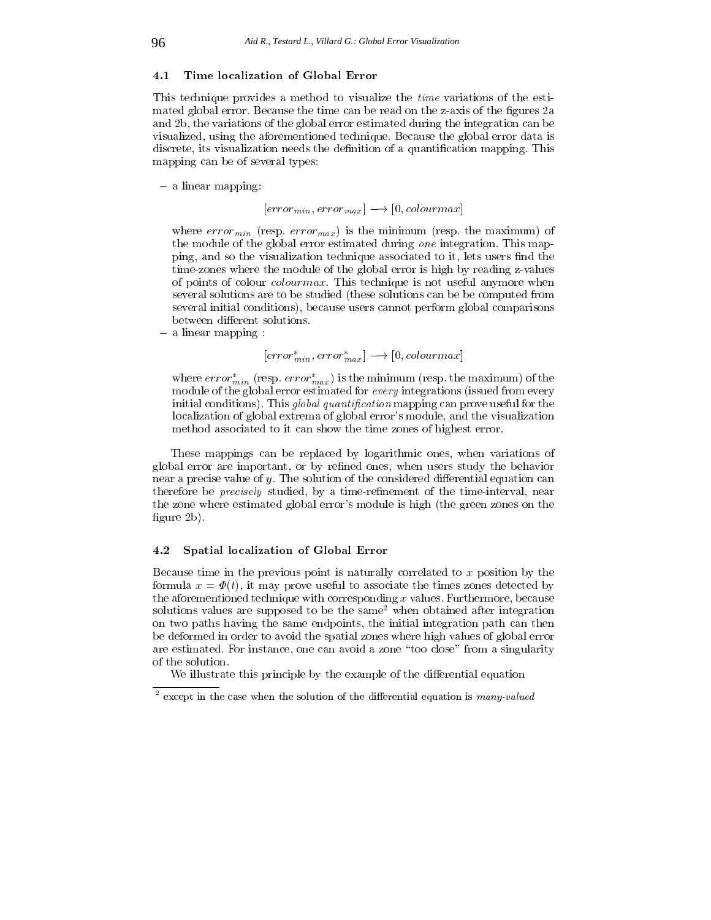### 4.1 Time localization of Global Error

This technique provides a method to visualize the *time* variations of the estimated global error. Because the time can be read on the z-axis of the figures 2a and 2b, the variations of the global error estimated during the integration can be visualized, using the aforementioned technique. Because the global error data is discrete, its visualization needs the definition of a quantification mapping. This mapping can be of several types:

- a linear mapping:

$$[error_{min}, error_{max}] \longrightarrow [0, colourmax]$$

  where $error_{min}$ (resp. $error_{max}$) is the minimum (resp. the maximum) of the module of the global error estimated during *one* integration. This mapping, and so the visualization technique associated to it, lets users find the time-zones where the module of the global error is high by reading z-values of points of colour $colourmax$. This technique is not useful anymore when several solutions are to be studied (these solutions can be be computed from several initial conditions), because users cannot perform global comparisons between different solutions.

- a linear mapping :

$$[error^*_{min}, error^*_{max}] \longrightarrow [0, colourmax]$$

  where $error^*_{min}$ (resp. $error^*_{max}$) is the minimum (resp. the maximum) of the module of the global error estimated for *every* integrations (issued from every initial conditions). This *global quantification* mapping can prove useful for the localization of global extrema of global error's module, and the visualization method associated to it can show the time zones of highest error.

These mappings can be replaced by logarithmic ones, when variations of global error are important, or by refined ones, when users study the behavior near a precise value of $y$. The solution of the considered differential equation can therefore be *precisely* studied, by a time-refinement of the time-interval, near the zone where estimated global error's module is high (the green zones on the figure 2b).

### 4.2 Spatial localization of Global Error

Because time in the previous point is naturally correlated to $x$ position by the formula $x = \Phi(t)$, it may prove useful to associate the times zones detected by the aforementioned technique with corresponding $x$ values. Furthermore, because solutions values are supposed to be the same[2] when obtained after integration on two paths having the same endpoints, the initial integration path can then be deformed in order to avoid the spatial zones where high values of global error are estimated. For instance, one can avoid a zone "too close" from a singularity of the solution.

We illustrate this principle by the example of the differential equation

[2] except in the case when the solution of the differential equation is *many-valued*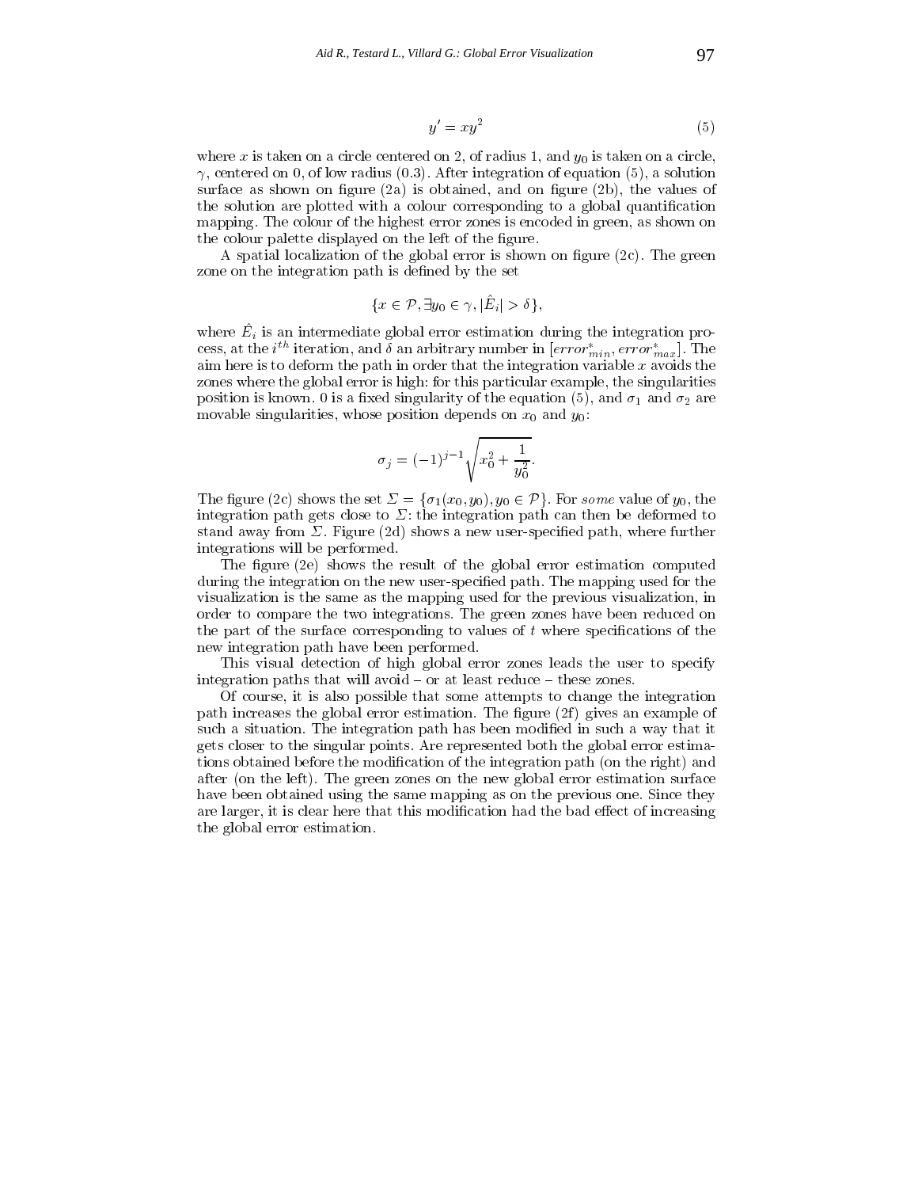$$y' = xy^2 \tag{5}$$

where $x$ is taken on a circle centered on 2, of radius 1, and $y_0$ is taken on a circle, $\gamma$, centered on 0, of low radius (0.3). After integration of equation (5), a solution surface as shown on figure (2a) is obtained, and on figure (2b), the values of the solution are plotted with a colour corresponding to a global quantification mapping. The colour of the highest error zones is encoded in green, as shown on the colour palette displayed on the left of the figure.

A spatial localization of the global error is shown on figure (2c). The green zone on the integration path is defined by the set

$$\{x \in \mathcal{P}, \exists y_0 \in \gamma, |\hat{E}_i| > \delta\},$$

where $\hat{E}_i$ is an intermediate global error estimation during the integration process, at the $i^{th}$ iteration, and $\delta$ an arbitrary number in $[error^*_{min}, error^*_{max}]$. The aim here is to deform the path in order that the integration variable $x$ avoids the zones where the global error is high: for this particular example, the singularities position is known. 0 is a fixed singularity of the equation (5), and $\sigma_1$ and $\sigma_2$ are movable singularities, whose position depends on $x_0$ and $y_0$:

$$\sigma_j = (-1)^{j-1}\sqrt{x_0^2 + \frac{1}{y_0^2}}.$$

The figure (2c) shows the set $\Sigma = \{\sigma_1(x_0, y_0), y_0 \in \mathcal{P}\}$. For *some* value of $y_0$, the integration path gets close to $\Sigma$: the integration path can then be deformed to stand away from $\Sigma$. Figure (2d) shows a new user-specified path, where further integrations will be performed.

The figure (2e) shows the result of the global error estimation computed during the integration on the new user-specified path. The mapping used for the visualization is the same as the mapping used for the previous visualization, in order to compare the two integrations. The green zones have been reduced on the part of the surface corresponding to values of $t$ where specifications of the new integration path have been performed.

This visual detection of high global error zones leads the user to specify integration paths that will avoid – or at least reduce – these zones.

Of course, it is also possible that some attempts to change the integration path increases the global error estimation. The figure (2f) gives an example of such a situation. The integration path has been modified in such a way that it gets closer to the singular points. Are represented both the global error estimations obtained before the modification of the integration path (on the right) and after (on the left). The green zones on the new global error estimation surface have been obtained using the same mapping as on the previous one. Since they are larger, it is clear here that this modification had the bad effect of increasing the global error estimation.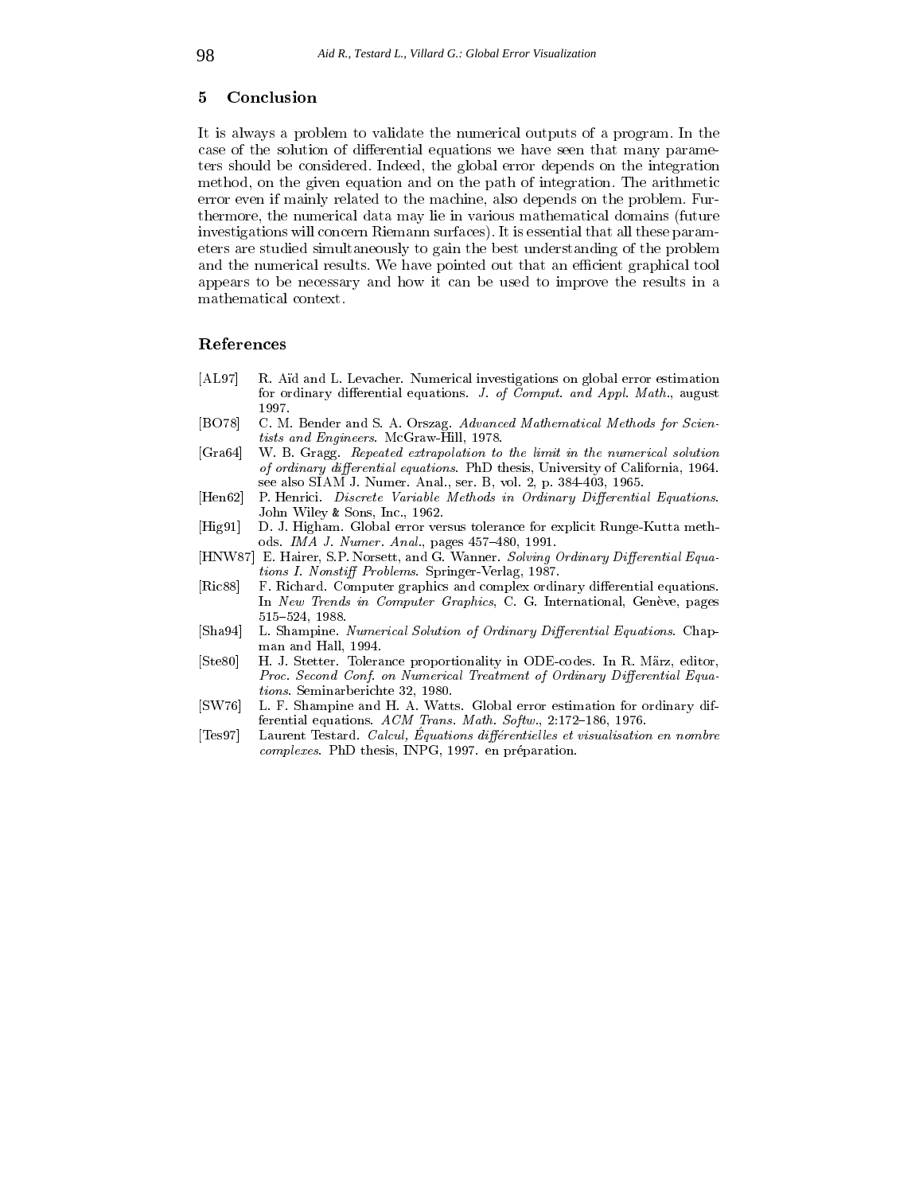## 5 Conclusion

It is always a problem to validate the numerical outputs of a program. In the case of the solution of differential equations we have seen that many parameters should be considered. Indeed, the global error depends on the integration method, on the given equation and on the path of integration. The arithmetic error even if mainly related to the machine, also depends on the problem. Furthermore, the numerical data may lie in various mathematical domains (future investigations will concern Riemann surfaces). It is essential that all these parameters are studied simultaneously to gain the best understanding of the problem and the numerical results. We have pointed out that an efficient graphical tool appears to be necessary and how it can be used to improve the results in a mathematical context.

## References

[AL97] R. Aïd and L. Levacher. Numerical investigations on global error estimation for ordinary differential equations. *J. of Comput. and Appl. Math.*, august 1997.

[BO78] C. M. Bender and S. A. Orszag. *Advanced Mathematical Methods for Scientists and Engineers*. McGraw-Hill, 1978.

[Gra64] W. B. Gragg. *Repeated extrapolation to the limit in the numerical solution of ordinary differential equations*. PhD thesis, University of California, 1964. see also SIAM J. Numer. Anal., ser. B, vol. 2, p. 384-403, 1965.

[Hen62] P. Henrici. *Discrete Variable Methods in Ordinary Differential Equations*. John Wiley & Sons, Inc., 1962.

[Hig91] D. J. Higham. Global error versus tolerance for explicit Runge-Kutta methods. *IMA J. Numer. Anal.*, pages 457–480, 1991.

[HNW87] E. Hairer, S.P. Norsett, and G. Wanner. *Solving Ordinary Differential Equations I. Nonstiff Problems*. Springer-Verlag, 1987.

[Ric88] F. Richard. Computer graphics and complex ordinary differential equations. In *New Trends in Computer Graphics*, C. G. International, Genève, pages 515–524, 1988.

[Sha94] L. Shampine. *Numerical Solution of Ordinary Differential Equations*. Chapman and Hall, 1994.

[Ste80] H. J. Stetter. Tolerance proportionality in ODE-codes. In R. März, editor, *Proc. Second Conf. on Numerical Treatment of Ordinary Differential Equations*. Seminarberichte 32, 1980.

[SW76] L. F. Shampine and H. A. Watts. Global error estimation for ordinary differential equations. *ACM Trans. Math. Softw.*, 2:172–186, 1976.

[Tes97] Laurent Testard. *Calcul, Équations différentielles et visualisation en nombre complexes*. PhD thesis, INPG, 1997. en préparation.